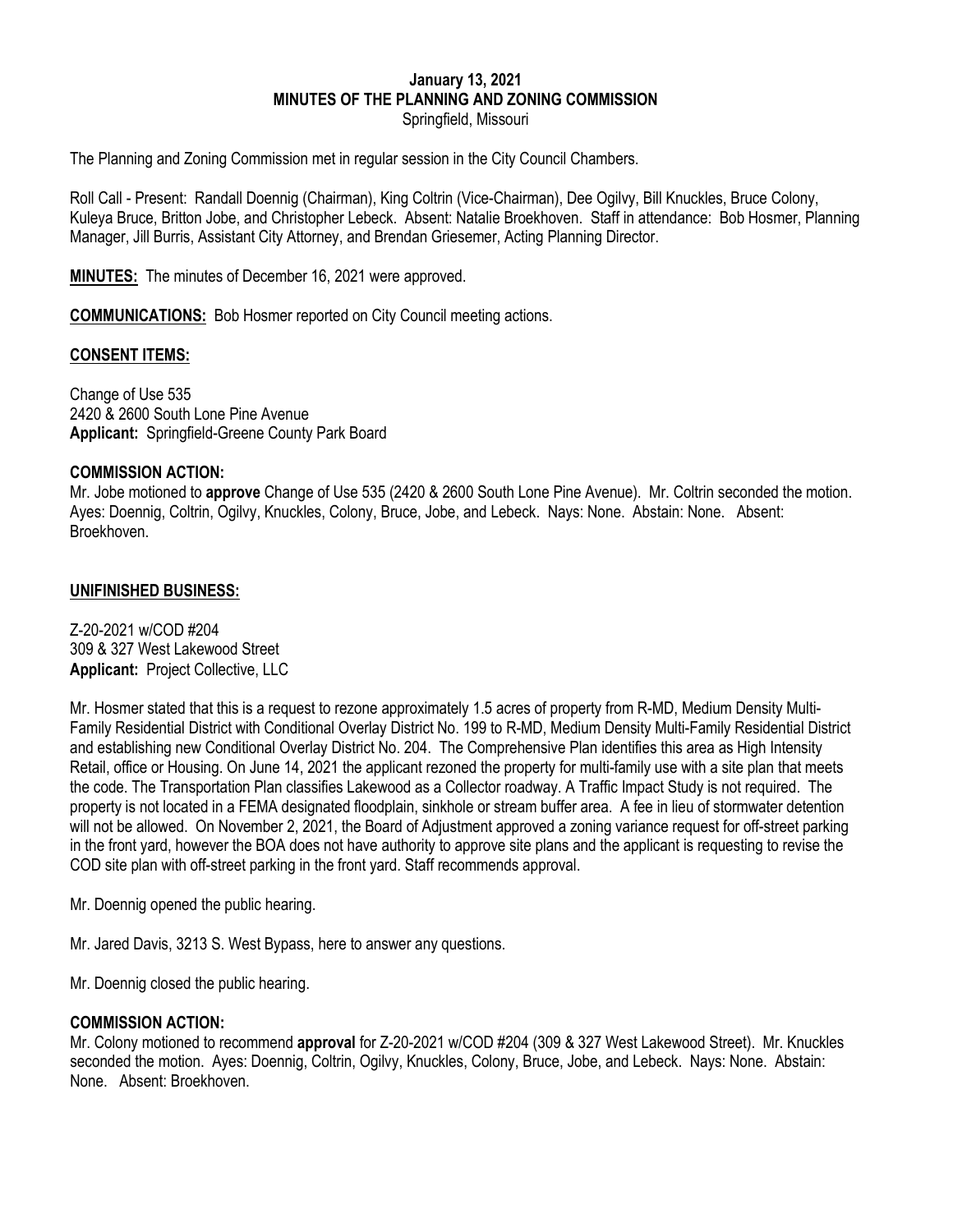# January 13, 2021
# MINUTES OF THE PLANNING AND ZONING COMMISSION
Springfield, Missouri

The Planning and Zoning Commission met in regular session in the City Council Chambers.

Roll Call - Present: Randall Doennig (Chairman), King Coltrin (Vice-Chairman), Dee Ogilvy, Bill Knuckles, Bruce Colony, Kuleya Bruce, Britton Jobe, and Christopher Lebeck. Absent: Natalie Broekhoven. Staff in attendance: Bob Hosmer, Planning Manager, Jill Burris, Assistant City Attorney, and Brendan Griesemer, Acting Planning Director.

**MINUTES:** The minutes of December 16, 2021 were approved.

**COMMUNICATIONS:** Bob Hosmer reported on City Council meeting actions.

**CONSENT ITEMS:**

Change of Use 535
2420 & 2600 South Lone Pine Avenue
**Applicant:** Springfield-Greene County Park Board

**COMMISSION ACTION:**
Mr. Jobe motioned to **approve** Change of Use 535 (2420 & 2600 South Lone Pine Avenue). Mr. Coltrin seconded the motion. Ayes: Doennig, Coltrin, Ogilvy, Knuckles, Colony, Bruce, Jobe, and Lebeck. Nays: None. Abstain: None. Absent: Broekhoven.

**UNIFINISHED BUSINESS:**

Z-20-2021 w/COD #204
309 & 327 West Lakewood Street
**Applicant:** Project Collective, LLC

Mr. Hosmer stated that this is a request to rezone approximately 1.5 acres of property from R-MD, Medium Density Multi-Family Residential District with Conditional Overlay District No. 199 to R-MD, Medium Density Multi-Family Residential District and establishing new Conditional Overlay District No. 204. The Comprehensive Plan identifies this area as High Intensity Retail, office or Housing. On June 14, 2021 the applicant rezoned the property for multi-family use with a site plan that meets the code. The Transportation Plan classifies Lakewood as a Collector roadway. A Traffic Impact Study is not required. The property is not located in a FEMA designated floodplain, sinkhole or stream buffer area. A fee in lieu of stormwater detention will not be allowed. On November 2, 2021, the Board of Adjustment approved a zoning variance request for off-street parking in the front yard, however the BOA does not have authority to approve site plans and the applicant is requesting to revise the COD site plan with off-street parking in the front yard. Staff recommends approval.

Mr. Doennig opened the public hearing.

Mr. Jared Davis, 3213 S. West Bypass, here to answer any questions.

Mr. Doennig closed the public hearing.

**COMMISSION ACTION:**
Mr. Colony motioned to recommend **approval** for Z-20-2021 w/COD #204 (309 & 327 West Lakewood Street). Mr. Knuckles seconded the motion. Ayes: Doennig, Coltrin, Ogilvy, Knuckles, Colony, Bruce, Jobe, and Lebeck. Nays: None. Abstain: None. Absent: Broekhoven.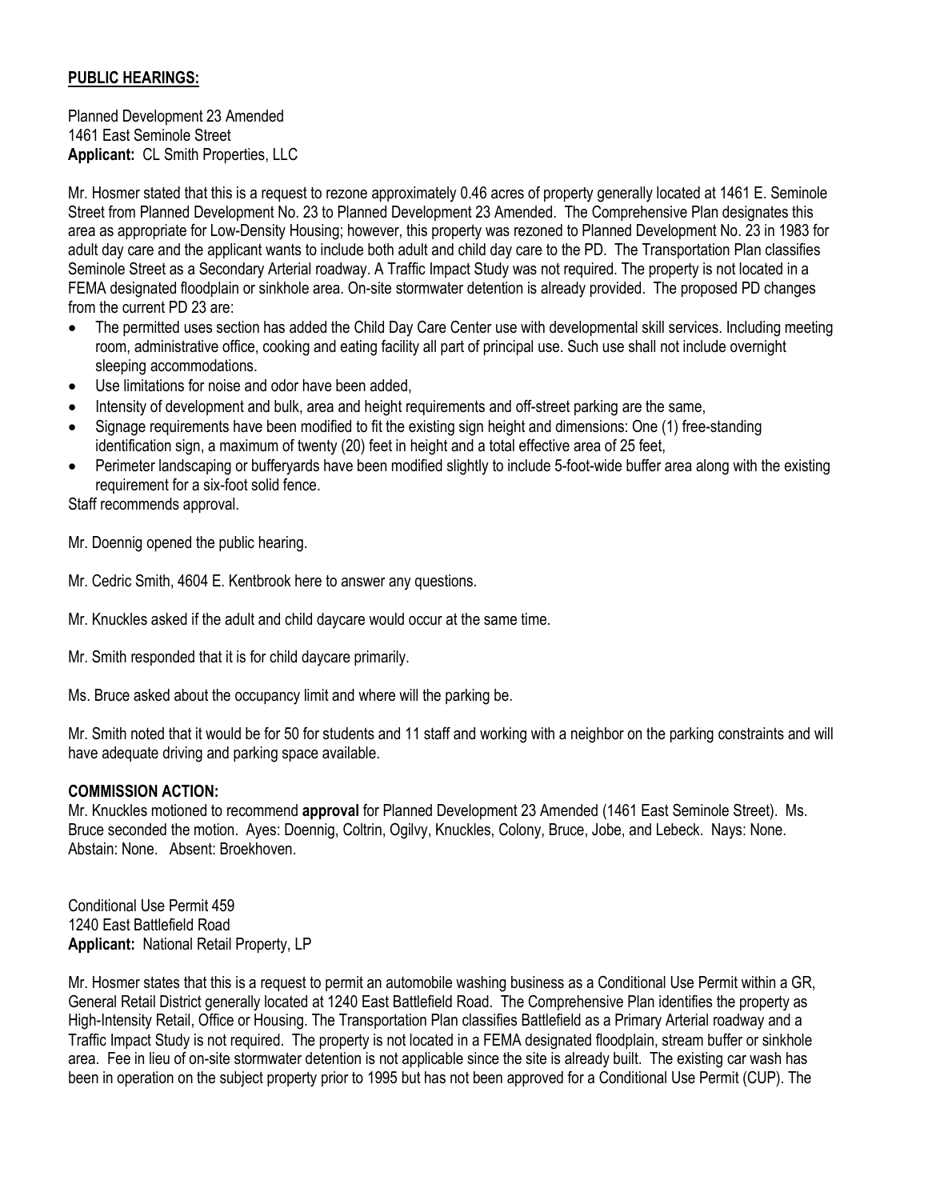**PUBLIC HEARINGS:**

Planned Development 23 Amended
1461 East Seminole Street
**Applicant:** CL Smith Properties, LLC

Mr. Hosmer stated that this is a request to rezone approximately 0.46 acres of property generally located at 1461 E. Seminole Street from Planned Development No. 23 to Planned Development 23 Amended. The Comprehensive Plan designates this area as appropriate for Low-Density Housing; however, this property was rezoned to Planned Development No. 23 in 1983 for adult day care and the applicant wants to include both adult and child day care to the PD. The Transportation Plan classifies Seminole Street as a Secondary Arterial roadway. A Traffic Impact Study was not required. The property is not located in a FEMA designated floodplain or sinkhole area. On-site stormwater detention is already provided. The proposed PD changes from the current PD 23 are:

- The permitted uses section has added the Child Day Care Center use with developmental skill services. Including meeting room, administrative office, cooking and eating facility all part of principal use. Such use shall not include overnight sleeping accommodations.
- Use limitations for noise and odor have been added,
- Intensity of development and bulk, area and height requirements and off-street parking are the same,
- Signage requirements have been modified to fit the existing sign height and dimensions: One (1) free-standing identification sign, a maximum of twenty (20) feet in height and a total effective area of 25 feet,
- Perimeter landscaping or bufferyards have been modified slightly to include 5-foot-wide buffer area along with the existing requirement for a six-foot solid fence.

Staff recommends approval.

Mr. Doennig opened the public hearing.

Mr. Cedric Smith, 4604 E. Kentbrook here to answer any questions.

Mr. Knuckles asked if the adult and child daycare would occur at the same time.

Mr. Smith responded that it is for child daycare primarily.

Ms. Bruce asked about the occupancy limit and where will the parking be.

Mr. Smith noted that it would be for 50 for students and 11 staff and working with a neighbor on the parking constraints and will have adequate driving and parking space available.

**COMMISSION ACTION:**

Mr. Knuckles motioned to recommend **approval** for Planned Development 23 Amended (1461 East Seminole Street). Ms. Bruce seconded the motion. Ayes: Doennig, Coltrin, Ogilvy, Knuckles, Colony, Bruce, Jobe, and Lebeck. Nays: None. Abstain: None. Absent: Broekhoven.

Conditional Use Permit 459
1240 East Battlefield Road
**Applicant:** National Retail Property, LP

Mr. Hosmer states that this is a request to permit an automobile washing business as a Conditional Use Permit within a GR, General Retail District generally located at 1240 East Battlefield Road. The Comprehensive Plan identifies the property as High-Intensity Retail, Office or Housing. The Transportation Plan classifies Battlefield as a Primary Arterial roadway and a Traffic Impact Study is not required. The property is not located in a FEMA designated floodplain, stream buffer or sinkhole area. Fee in lieu of on-site stormwater detention is not applicable since the site is already built. The existing car wash has been in operation on the subject property prior to 1995 but has not been approved for a Conditional Use Permit (CUP). The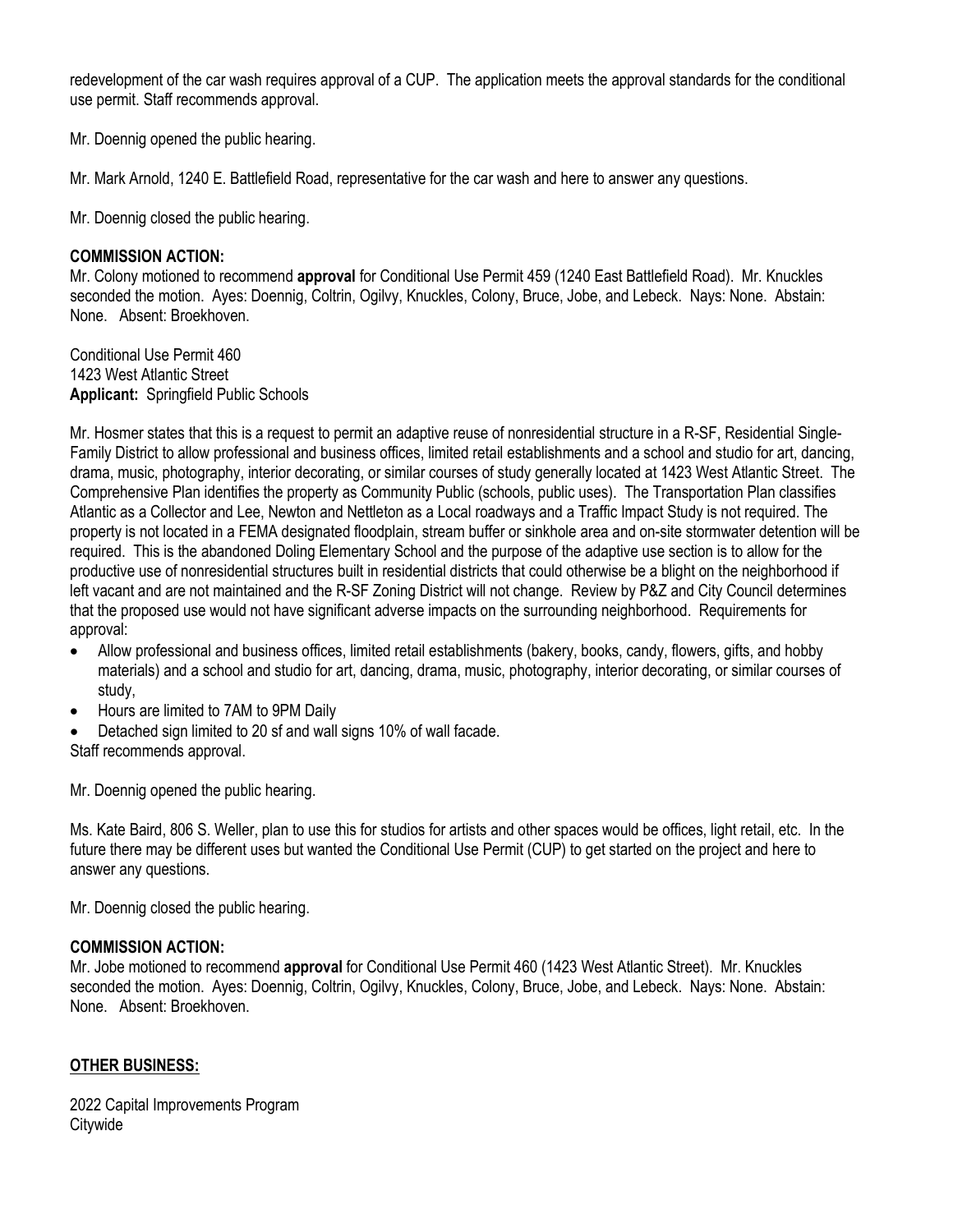redevelopment of the car wash requires approval of a CUP. The application meets the approval standards for the conditional use permit. Staff recommends approval.

Mr. Doennig opened the public hearing.

Mr. Mark Arnold, 1240 E. Battlefield Road, representative for the car wash and here to answer any questions.

Mr. Doennig closed the public hearing.

**COMMISSION ACTION:**
Mr. Colony motioned to recommend **approval** for Conditional Use Permit 459 (1240 East Battlefield Road). Mr. Knuckles seconded the motion. Ayes: Doennig, Coltrin, Ogilvy, Knuckles, Colony, Bruce, Jobe, and Lebeck. Nays: None. Abstain: None. Absent: Broekhoven.

Conditional Use Permit 460
1423 West Atlantic Street
**Applicant:** Springfield Public Schools

Mr. Hosmer states that this is a request to permit an adaptive reuse of nonresidential structure in a R-SF, Residential Single-Family District to allow professional and business offices, limited retail establishments and a school and studio for art, dancing, drama, music, photography, interior decorating, or similar courses of study generally located at 1423 West Atlantic Street. The Comprehensive Plan identifies the property as Community Public (schools, public uses). The Transportation Plan classifies Atlantic as a Collector and Lee, Newton and Nettleton as a Local roadways and a Traffic Impact Study is not required. The property is not located in a FEMA designated floodplain, stream buffer or sinkhole area and on-site stormwater detention will be required. This is the abandoned Doling Elementary School and the purpose of the adaptive use section is to allow for the productive use of nonresidential structures built in residential districts that could otherwise be a blight on the neighborhood if left vacant and are not maintained and the R-SF Zoning District will not change. Review by P&Z and City Council determines that the proposed use would not have significant adverse impacts on the surrounding neighborhood. Requirements for approval:

- Allow professional and business offices, limited retail establishments (bakery, books, candy, flowers, gifts, and hobby materials) and a school and studio for art, dancing, drama, music, photography, interior decorating, or similar courses of study,
- Hours are limited to 7AM to 9PM Daily
- Detached sign limited to 20 sf and wall signs 10% of wall facade.

Staff recommends approval.

Mr. Doennig opened the public hearing.

Ms. Kate Baird, 806 S. Weller, plan to use this for studios for artists and other spaces would be offices, light retail, etc. In the future there may be different uses but wanted the Conditional Use Permit (CUP) to get started on the project and here to answer any questions.

Mr. Doennig closed the public hearing.

**COMMISSION ACTION:**
Mr. Jobe motioned to recommend **approval** for Conditional Use Permit 460 (1423 West Atlantic Street). Mr. Knuckles seconded the motion. Ayes: Doennig, Coltrin, Ogilvy, Knuckles, Colony, Bruce, Jobe, and Lebeck. Nays: None. Abstain: None. Absent: Broekhoven.

**OTHER BUSINESS:**

2022 Capital Improvements Program
Citywide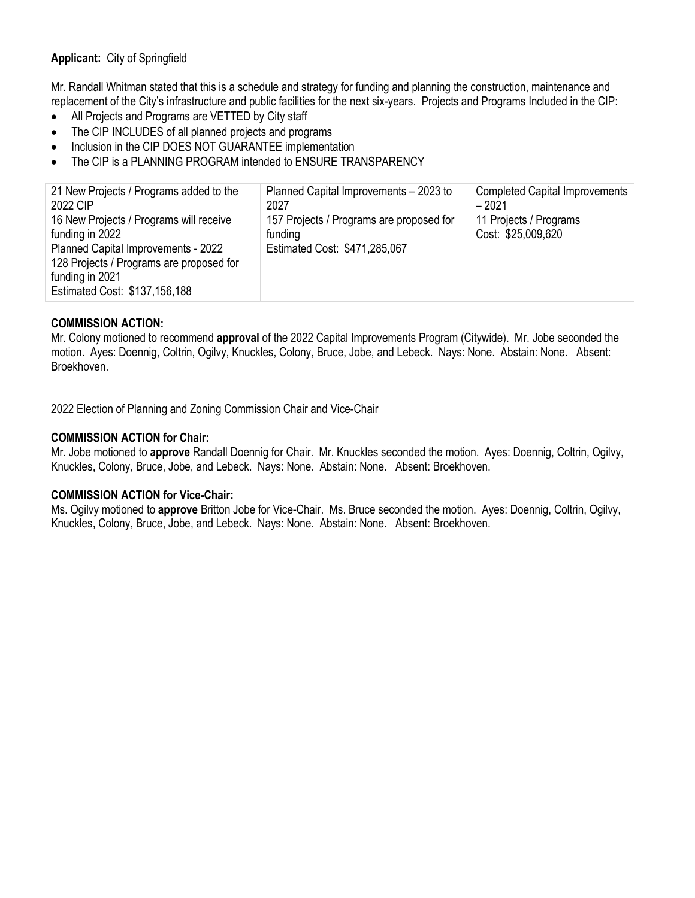**Applicant:** City of Springfield

Mr. Randall Whitman stated that this is a schedule and strategy for funding and planning the construction, maintenance and replacement of the City's infrastructure and public facilities for the next six-years. Projects and Programs Included in the CIP:

- All Projects and Programs are VETTED by City staff
- The CIP INCLUDES of all planned projects and programs
- Inclusion in the CIP DOES NOT GUARANTEE implementation
- The CIP is a PLANNING PROGRAM intended to ENSURE TRANSPARENCY

| | | |
|---|---|---|
| 21 New Projects / Programs added to the 2022 CIP<br>16 New Projects / Programs will receive funding in 2022<br>Planned Capital Improvements - 2022<br>128 Projects / Programs are proposed for funding in 2021<br>Estimated Cost: $137,156,188 | Planned Capital Improvements – 2023 to 2027<br>157 Projects / Programs are proposed for funding<br>Estimated Cost: $471,285,067 | Completed Capital Improvements – 2021<br>11 Projects / Programs<br>Cost: $25,009,620 |

**COMMISSION ACTION:**

Mr. Colony motioned to recommend **approval** of the 2022 Capital Improvements Program (Citywide). Mr. Jobe seconded the motion. Ayes: Doennig, Coltrin, Ogilvy, Knuckles, Colony, Bruce, Jobe, and Lebeck. Nays: None. Abstain: None. Absent: Broekhoven.

2022 Election of Planning and Zoning Commission Chair and Vice-Chair

**COMMISSION ACTION for Chair:**

Mr. Jobe motioned to **approve** Randall Doennig for Chair. Mr. Knuckles seconded the motion. Ayes: Doennig, Coltrin, Ogilvy, Knuckles, Colony, Bruce, Jobe, and Lebeck. Nays: None. Abstain: None. Absent: Broekhoven.

**COMMISSION ACTION for Vice-Chair:**

Ms. Ogilvy motioned to **approve** Britton Jobe for Vice-Chair. Ms. Bruce seconded the motion. Ayes: Doennig, Coltrin, Ogilvy, Knuckles, Colony, Bruce, Jobe, and Lebeck. Nays: None. Abstain: None. Absent: Broekhoven.